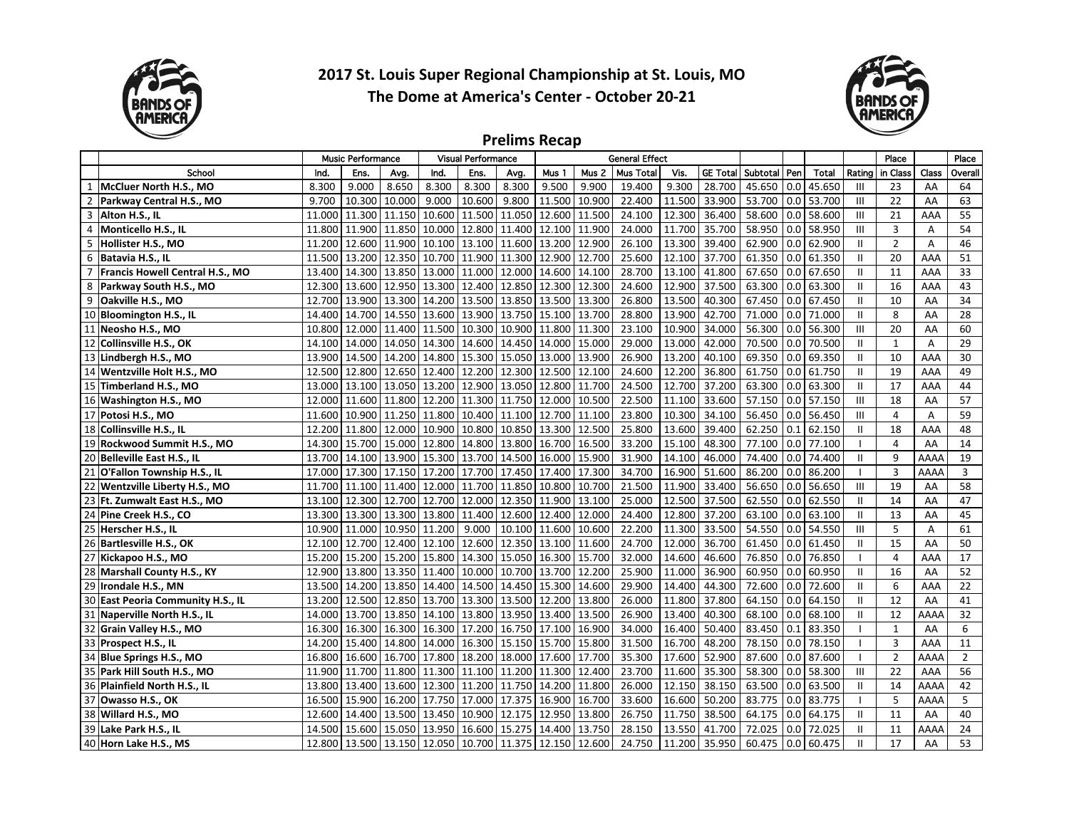# 2017 St. Louis Super Regional Championship at St. Louis, MO

## The Dome at America's Center - October 20-21

### Prelims Recap

| | | Music Performance | | | Visual Performance | | | General Effect | | | | | | | | | | Place | | Place |
|---|---|---|---|---|---|---|---|---|---|---|---|---|---|---|---|---|---|---|---|---|
| | School | Ind. | Ens. | Avg. | Ind. | Ens. | Avg. | Mus 1 | Mus 2 | Mus Total | Vis. | GE Total | Subtotal | Pen | Total | Rating | in Class | Class | Overall |
| 1 | McCluer North H.S., MO | 8.300 | 9.000 | 8.650 | 8.300 | 8.300 | 8.300 | 9.500 | 9.900 | 19.400 | 9.300 | 28.700 | 45.650 | 0.0 | 45.650 | III | 23 | AA | 64 |
| 2 | Parkway Central H.S., MO | 9.700 | 10.300 | 10.000 | 9.000 | 10.600 | 9.800 | 11.500 | 10.900 | 22.400 | 11.500 | 33.900 | 53.700 | 0.0 | 53.700 | III | 22 | AA | 63 |
| 3 | Alton H.S., IL | 11.000 | 11.300 | 11.150 | 10.600 | 11.500 | 11.050 | 12.600 | 11.500 | 24.100 | 12.300 | 36.400 | 58.600 | 0.0 | 58.600 | III | 21 | AAA | 55 |
| 4 | Monticello H.S., IL | 11.800 | 11.900 | 11.850 | 10.000 | 12.800 | 11.400 | 12.100 | 11.900 | 24.000 | 11.700 | 35.700 | 58.950 | 0.0 | 58.950 | III | 3 | A | 54 |
| 5 | Hollister H.S., MO | 11.200 | 12.600 | 11.900 | 10.100 | 13.100 | 11.600 | 13.200 | 12.900 | 26.100 | 13.300 | 39.400 | 62.900 | 0.0 | 62.900 | II | 2 | A | 46 |
| 6 | Batavia H.S., IL | 11.500 | 13.200 | 12.350 | 10.700 | 11.900 | 11.300 | 12.900 | 12.700 | 25.600 | 12.100 | 37.700 | 61.350 | 0.0 | 61.350 | II | 20 | AAA | 51 |
| 7 | Francis Howell Central H.S., MO | 13.400 | 14.300 | 13.850 | 13.000 | 11.000 | 12.000 | 14.600 | 14.100 | 28.700 | 13.100 | 41.800 | 67.650 | 0.0 | 67.650 | II | 11 | AAA | 33 |
| 8 | Parkway South H.S., MO | 12.300 | 13.600 | 12.950 | 13.300 | 12.400 | 12.850 | 12.300 | 12.300 | 24.600 | 12.900 | 37.500 | 63.300 | 0.0 | 63.300 | II | 16 | AAA | 43 |
| 9 | Oakville H.S., MO | 12.700 | 13.900 | 13.300 | 14.200 | 13.500 | 13.850 | 13.500 | 13.300 | 26.800 | 13.500 | 40.300 | 67.450 | 0.0 | 67.450 | II | 10 | AA | 34 |
| 10 | Bloomington H.S., IL | 14.400 | 14.700 | 14.550 | 13.600 | 13.900 | 13.750 | 15.100 | 13.700 | 28.800 | 13.900 | 42.700 | 71.000 | 0.0 | 71.000 | II | 8 | AA | 28 |
| 11 | Neosho H.S., MO | 10.800 | 12.000 | 11.400 | 11.500 | 10.300 | 10.900 | 11.800 | 11.300 | 23.100 | 10.900 | 34.000 | 56.300 | 0.0 | 56.300 | III | 20 | AA | 60 |
| 12 | Collinsville H.S., OK | 14.100 | 14.000 | 14.050 | 14.300 | 14.600 | 14.450 | 14.000 | 15.000 | 29.000 | 13.000 | 42.000 | 70.500 | 0.0 | 70.500 | II | 1 | A | 29 |
| 13 | Lindbergh H.S., MO | 13.900 | 14.500 | 14.200 | 14.800 | 15.300 | 15.050 | 13.000 | 13.900 | 26.900 | 13.200 | 40.100 | 69.350 | 0.0 | 69.350 | II | 10 | AAA | 30 |
| 14 | Wentzville Holt H.S., MO | 12.500 | 12.800 | 12.650 | 12.400 | 12.200 | 12.300 | 12.500 | 12.100 | 24.600 | 12.200 | 36.800 | 61.750 | 0.0 | 61.750 | II | 19 | AAA | 49 |
| 15 | Timberland H.S., MO | 13.000 | 13.100 | 13.050 | 13.200 | 12.900 | 13.050 | 12.800 | 11.700 | 24.500 | 12.700 | 37.200 | 63.300 | 0.0 | 63.300 | II | 17 | AAA | 44 |
| 16 | Washington H.S., MO | 12.000 | 11.600 | 11.800 | 12.200 | 11.300 | 11.750 | 12.000 | 10.500 | 22.500 | 11.100 | 33.600 | 57.150 | 0.0 | 57.150 | III | 18 | AA | 57 |
| 17 | Potosi H.S., MO | 11.600 | 10.900 | 11.250 | 11.800 | 10.400 | 11.100 | 12.700 | 11.100 | 23.800 | 10.300 | 34.100 | 56.450 | 0.0 | 56.450 | III | 4 | A | 59 |
| 18 | Collinsville H.S., IL | 12.200 | 11.800 | 12.000 | 10.900 | 10.800 | 10.850 | 13.300 | 12.500 | 25.800 | 13.600 | 39.400 | 62.250 | 0.1 | 62.150 | II | 18 | AAA | 48 |
| 19 | Rockwood Summit H.S., MO | 14.300 | 15.700 | 15.000 | 12.800 | 14.800 | 13.800 | 16.700 | 16.500 | 33.200 | 15.100 | 48.300 | 77.100 | 0.0 | 77.100 | I | 4 | AA | 14 |
| 20 | Belleville East H.S., IL | 13.700 | 14.100 | 13.900 | 15.300 | 13.700 | 14.500 | 16.000 | 15.900 | 31.900 | 14.100 | 46.000 | 74.400 | 0.0 | 74.400 | II | 9 | AAAA | 19 |
| 21 | O'Fallon Township H.S., IL | 17.000 | 17.300 | 17.150 | 17.200 | 17.700 | 17.450 | 17.400 | 17.300 | 34.700 | 16.900 | 51.600 | 86.200 | 0.0 | 86.200 | I | 3 | AAAA | 3 |
| 22 | Wentzville Liberty H.S., MO | 11.700 | 11.100 | 11.400 | 12.000 | 11.700 | 11.850 | 10.800 | 10.700 | 21.500 | 11.900 | 33.400 | 56.650 | 0.0 | 56.650 | III | 19 | AA | 58 |
| 23 | Ft. Zumwalt East H.S., MO | 13.100 | 12.300 | 12.700 | 12.700 | 12.000 | 12.350 | 11.900 | 13.100 | 25.000 | 12.500 | 37.500 | 62.550 | 0.0 | 62.550 | II | 14 | AA | 47 |
| 24 | Pine Creek H.S., CO | 13.300 | 13.300 | 13.300 | 13.800 | 11.400 | 12.600 | 12.400 | 12.000 | 24.400 | 12.800 | 37.200 | 63.100 | 0.0 | 63.100 | II | 13 | AA | 45 |
| 25 | Herscher H.S., IL | 10.900 | 11.000 | 10.950 | 11.200 | 9.000 | 10.100 | 11.600 | 10.600 | 22.200 | 11.300 | 33.500 | 54.550 | 0.0 | 54.550 | III | 5 | A | 61 |
| 26 | Bartlesville H.S., OK | 12.100 | 12.700 | 12.400 | 12.100 | 12.600 | 12.350 | 13.100 | 11.600 | 24.700 | 12.000 | 36.700 | 61.450 | 0.0 | 61.450 | II | 15 | AA | 50 |
| 27 | Kickapoo H.S., MO | 15.200 | 15.200 | 15.200 | 15.800 | 14.300 | 15.050 | 16.300 | 15.700 | 32.000 | 14.600 | 46.600 | 76.850 | 0.0 | 76.850 | I | 4 | AAA | 17 |
| 28 | Marshall County H.S., KY | 12.900 | 13.800 | 13.350 | 11.400 | 10.000 | 10.700 | 13.700 | 12.200 | 25.900 | 11.000 | 36.900 | 60.950 | 0.0 | 60.950 | II | 16 | AA | 52 |
| 29 | Irondale H.S., MN | 13.500 | 14.200 | 13.850 | 14.400 | 14.500 | 14.450 | 15.300 | 14.600 | 29.900 | 14.400 | 44.300 | 72.600 | 0.0 | 72.600 | II | 6 | AAA | 22 |
| 30 | East Peoria Community H.S., IL | 13.200 | 12.500 | 12.850 | 13.700 | 13.300 | 13.500 | 12.200 | 13.800 | 26.000 | 11.800 | 37.800 | 64.150 | 0.0 | 64.150 | II | 12 | AA | 41 |
| 31 | Naperville North H.S., IL | 14.000 | 13.700 | 13.850 | 14.100 | 13.800 | 13.950 | 13.400 | 13.500 | 26.900 | 13.400 | 40.300 | 68.100 | 0.0 | 68.100 | II | 12 | AAAA | 32 |
| 32 | Grain Valley H.S., MO | 16.300 | 16.300 | 16.300 | 16.300 | 17.200 | 16.750 | 17.100 | 16.900 | 34.000 | 16.400 | 50.400 | 83.450 | 0.1 | 83.350 | I | 1 | AA | 6 |
| 33 | Prospect H.S., IL | 14.200 | 15.400 | 14.800 | 14.000 | 16.300 | 15.150 | 15.700 | 15.800 | 31.500 | 16.700 | 48.200 | 78.150 | 0.0 | 78.150 | I | 3 | AAA | 11 |
| 34 | Blue Springs H.S., MO | 16.800 | 16.600 | 16.700 | 17.800 | 18.200 | 18.000 | 17.600 | 17.700 | 35.300 | 17.600 | 52.900 | 87.600 | 0.0 | 87.600 | I | 2 | AAAA | 2 |
| 35 | Park Hill South H.S., MO | 11.900 | 11.700 | 11.800 | 11.300 | 11.100 | 11.200 | 11.300 | 12.400 | 23.700 | 11.600 | 35.300 | 58.300 | 0.0 | 58.300 | III | 22 | AAA | 56 |
| 36 | Plainfield North H.S., IL | 13.800 | 13.400 | 13.600 | 12.300 | 11.200 | 11.750 | 14.200 | 11.800 | 26.000 | 12.150 | 38.150 | 63.500 | 0.0 | 63.500 | II | 14 | AAAA | 42 |
| 37 | Owasso H.S., OK | 16.500 | 15.900 | 16.200 | 17.750 | 17.000 | 17.375 | 16.900 | 16.700 | 33.600 | 16.600 | 50.200 | 83.775 | 0.0 | 83.775 | I | 5 | AAAA | 5 |
| 38 | Willard H.S., MO | 12.600 | 14.400 | 13.500 | 13.450 | 10.900 | 12.175 | 12.950 | 13.800 | 26.750 | 11.750 | 38.500 | 64.175 | 0.0 | 64.175 | II | 11 | AA | 40 |
| 39 | Lake Park H.S., IL | 14.500 | 15.600 | 15.050 | 13.950 | 16.600 | 15.275 | 14.400 | 13.750 | 28.150 | 13.550 | 41.700 | 72.025 | 0.0 | 72.025 | II | 11 | AAAA | 24 |
| 40 | Horn Lake H.S., MS | 12.800 | 13.500 | 13.150 | 12.050 | 10.700 | 11.375 | 12.150 | 12.600 | 24.750 | 11.200 | 35.950 | 60.475 | 0.0 | 60.475 | II | 17 | AA | 53 |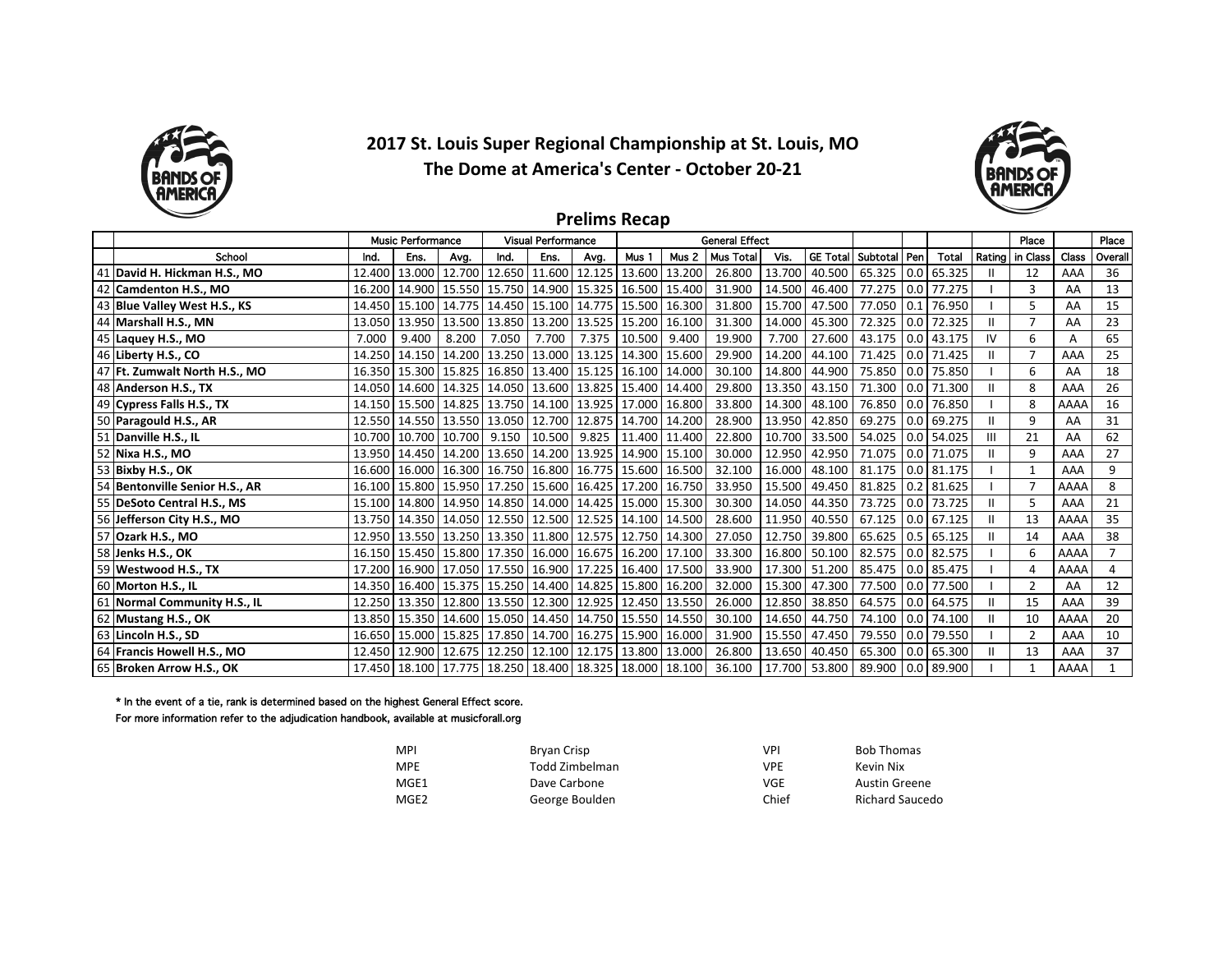# 2017 St. Louis Super Regional Championship at St. Louis, MO

## The Dome at America's Center - October 20-21

### Prelims Recap

| | | Music Performance | | | Visual Performance | | | General Effect | | | | | | | | | | Place | | Place |
|---|---|---|---|---|---|---|---|---|---|---|---|---|---|---|---|---|---|---|---|---|
| | School | Ind. | Ens. | Avg. | Ind. | Ens. | Avg. | Mus 1 | Mus 2 | Mus Total | Vis. | GE Total | Subtotal | Pen | Total | Rating | in Class | Class | Overall |
| 41 | David H. Hickman H.S., MO | 12.400 | 13.000 | 12.700 | 12.650 | 11.600 | 12.125 | 13.600 | 13.200 | 26.800 | 13.700 | 40.500 | 65.325 | 0.0 | 65.325 | II | 12 | AAA | 36 |
| 42 | Camdenton H.S., MO | 16.200 | 14.900 | 15.550 | 15.750 | 14.900 | 15.325 | 16.500 | 15.400 | 31.900 | 14.500 | 46.400 | 77.275 | 0.0 | 77.275 | I | 3 | AA | 13 |
| 43 | Blue Valley West H.S., KS | 14.450 | 15.100 | 14.775 | 14.450 | 15.100 | 14.775 | 15.500 | 16.300 | 31.800 | 15.700 | 47.500 | 77.050 | 0.1 | 76.950 | I | 5 | AA | 15 |
| 44 | Marshall H.S., MN | 13.050 | 13.950 | 13.500 | 13.850 | 13.200 | 13.525 | 15.200 | 16.100 | 31.300 | 14.000 | 45.300 | 72.325 | 0.0 | 72.325 | II | 7 | AA | 23 |
| 45 | Laquey H.S., MO | 7.000 | 9.400 | 8.200 | 7.050 | 7.700 | 7.375 | 10.500 | 9.400 | 19.900 | 7.700 | 27.600 | 43.175 | 0.0 | 43.175 | IV | 6 | A | 65 |
| 46 | Liberty H.S., CO | 14.250 | 14.150 | 14.200 | 13.250 | 13.000 | 13.125 | 14.300 | 15.600 | 29.900 | 14.200 | 44.100 | 71.425 | 0.0 | 71.425 | II | 7 | AAA | 25 |
| 47 | Ft. Zumwalt North H.S., MO | 16.350 | 15.300 | 15.825 | 16.850 | 13.400 | 15.125 | 16.100 | 14.000 | 30.100 | 14.800 | 44.900 | 75.850 | 0.0 | 75.850 | I | 6 | AA | 18 |
| 48 | Anderson H.S., TX | 14.050 | 14.600 | 14.325 | 14.050 | 13.600 | 13.825 | 15.400 | 14.400 | 29.800 | 13.350 | 43.150 | 71.300 | 0.0 | 71.300 | II | 8 | AAA | 26 |
| 49 | Cypress Falls H.S., TX | 14.150 | 15.500 | 14.825 | 13.750 | 14.100 | 13.925 | 17.000 | 16.800 | 33.800 | 14.300 | 48.100 | 76.850 | 0.0 | 76.850 | I | 8 | AAAA | 16 |
| 50 | Paragould H.S., AR | 12.550 | 14.550 | 13.550 | 13.050 | 12.700 | 12.875 | 14.700 | 14.200 | 28.900 | 13.950 | 42.850 | 69.275 | 0.0 | 69.275 | II | 9 | AA | 31 |
| 51 | Danville H.S., IL | 10.700 | 10.700 | 10.700 | 9.150 | 10.500 | 9.825 | 11.400 | 11.400 | 22.800 | 10.700 | 33.500 | 54.025 | 0.0 | 54.025 | III | 21 | AA | 62 |
| 52 | Nixa H.S., MO | 13.950 | 14.450 | 14.200 | 13.650 | 14.200 | 13.925 | 14.900 | 15.100 | 30.000 | 12.950 | 42.950 | 71.075 | 0.0 | 71.075 | II | 9 | AAA | 27 |
| 53 | Bixby H.S., OK | 16.600 | 16.000 | 16.300 | 16.750 | 16.800 | 16.775 | 15.600 | 16.500 | 32.100 | 16.000 | 48.100 | 81.175 | 0.0 | 81.175 | I | 1 | AAA | 9 |
| 54 | Bentonville Senior H.S., AR | 16.100 | 15.800 | 15.950 | 17.250 | 15.600 | 16.425 | 17.200 | 16.750 | 33.950 | 15.500 | 49.450 | 81.825 | 0.2 | 81.625 | I | 7 | AAAA | 8 |
| 55 | DeSoto Central H.S., MS | 15.100 | 14.800 | 14.950 | 14.850 | 14.000 | 14.425 | 15.000 | 15.300 | 30.300 | 14.050 | 44.350 | 73.725 | 0.0 | 73.725 | II | 5 | AAA | 21 |
| 56 | Jefferson City H.S., MO | 13.750 | 14.350 | 14.050 | 12.550 | 12.500 | 12.525 | 14.100 | 14.500 | 28.600 | 11.950 | 40.550 | 67.125 | 0.0 | 67.125 | II | 13 | AAAA | 35 |
| 57 | Ozark H.S., MO | 12.950 | 13.550 | 13.250 | 13.350 | 11.800 | 12.575 | 12.750 | 14.300 | 27.050 | 12.750 | 39.800 | 65.625 | 0.5 | 65.125 | II | 14 | AAA | 38 |
| 58 | Jenks H.S., OK | 16.150 | 15.450 | 15.800 | 17.350 | 16.000 | 16.675 | 16.200 | 17.100 | 33.300 | 16.800 | 50.100 | 82.575 | 0.0 | 82.575 | I | 6 | AAAA | 7 |
| 59 | Westwood H.S., TX | 17.200 | 16.900 | 17.050 | 17.550 | 16.900 | 17.225 | 16.400 | 17.500 | 33.900 | 17.300 | 51.200 | 85.475 | 0.0 | 85.475 | I | 4 | AAAA | 4 |
| 60 | Morton H.S., IL | 14.350 | 16.400 | 15.375 | 15.250 | 14.400 | 14.825 | 15.800 | 16.200 | 32.000 | 15.300 | 47.300 | 77.500 | 0.0 | 77.500 | I | 2 | AA | 12 |
| 61 | Normal Community H.S., IL | 12.250 | 13.350 | 12.800 | 13.550 | 12.300 | 12.925 | 12.450 | 13.550 | 26.000 | 12.850 | 38.850 | 64.575 | 0.0 | 64.575 | II | 15 | AAA | 39 |
| 62 | Mustang H.S., OK | 13.850 | 15.350 | 14.600 | 15.050 | 14.450 | 14.750 | 15.550 | 14.550 | 30.100 | 14.650 | 44.750 | 74.100 | 0.0 | 74.100 | II | 10 | AAAA | 20 |
| 63 | Lincoln H.S., SD | 16.650 | 15.000 | 15.825 | 17.850 | 14.700 | 16.275 | 15.900 | 16.000 | 31.900 | 15.550 | 47.450 | 79.550 | 0.0 | 79.550 | I | 2 | AAA | 10 |
| 64 | Francis Howell H.S., MO | 12.450 | 12.900 | 12.675 | 12.250 | 12.100 | 12.175 | 13.800 | 13.000 | 26.800 | 13.650 | 40.450 | 65.300 | 0.0 | 65.300 | II | 13 | AAA | 37 |
| 65 | Broken Arrow H.S., OK | 17.450 | 18.100 | 17.775 | 18.250 | 18.400 | 18.325 | 18.000 | 18.100 | 36.100 | 17.700 | 53.800 | 89.900 | 0.0 | 89.900 | I | 1 | AAAA | 1 |

* In the event of a tie, rank is determined based on the highest General Effect score.

For more information refer to the adjudication handbook, available at musicforall.org

| | | | |
|---|---|---|---|
| MPI | Bryan Crisp | VPI | Bob Thomas |
| MPE | Todd Zimbelman | VPE | Kevin Nix |
| MGE1 | Dave Carbone | VGE | Austin Greene |
| MGE2 | George Boulden | Chief | Richard Saucedo |